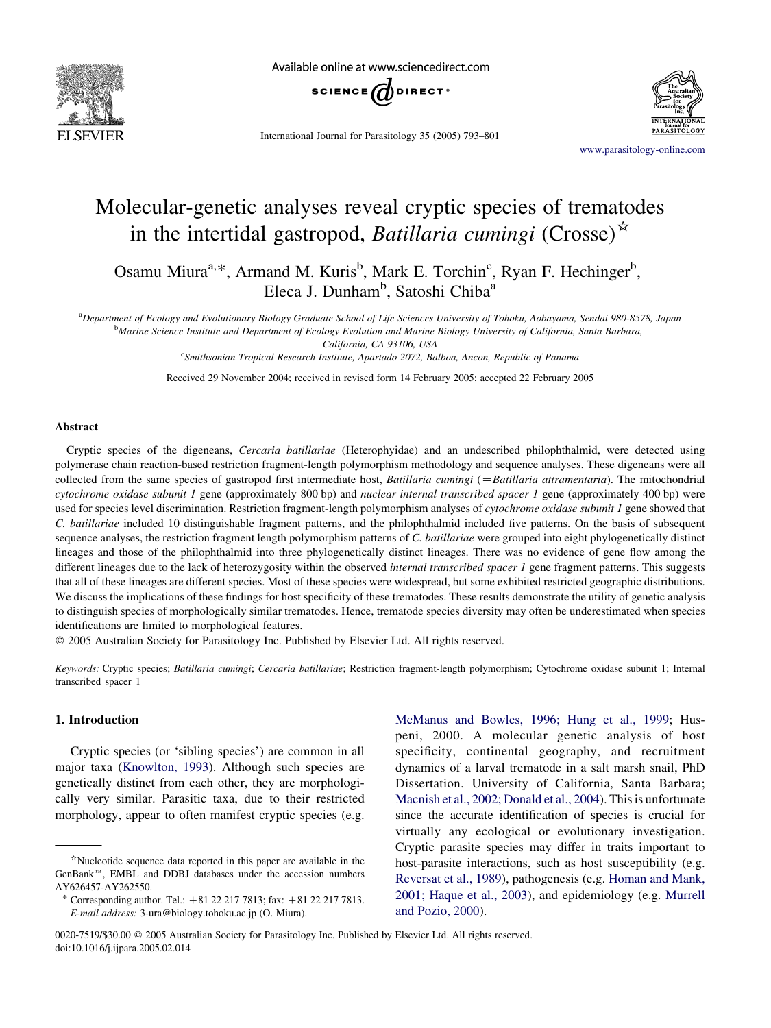# Molecular-genetic analyses reveal cryptic species of trematodes in the intertidal gastropod, *Batillaria cumingi* (Crosse)☆

Osamu Miura[a,*], Armand M. Kuris[b], Mark E. Torchin[c], Ryan F. Hechinger[b], Eleca J. Dunham[b], Satoshi Chiba[a]

[a]Department of Ecology and Evolutionary Biology Graduate School of Life Sciences University of Tohoku, Aobayama, Sendai 980-8578, Japan

[b]Marine Science Institute and Department of Ecology Evolution and Marine Biology University of California, Santa Barbara, California, CA 93106, USA

[c]Smithsonian Tropical Research Institute, Apartado 2072, Balboa, Ancon, Republic of Panama

Received 29 November 2004; received in revised form 14 February 2005; accepted 22 February 2005

## Abstract

Cryptic species of the digeneans, *Cercaria batillariae* (Heterophyidae) and an undescribed philophthalmid, were detected using polymerase chain reaction-based restriction fragment-length polymorphism methodology and sequence analyses. These digeneans were all collected from the same species of gastropod first intermediate host, *Batillaria cumingi* (= *Batillaria attramentaria*). The mitochondrial *cytochrome oxidase subunit 1* gene (approximately 800 bp) and *nuclear internal transcribed spacer 1* gene (approximately 400 bp) were used for species level discrimination. Restriction fragment-length polymorphism analyses of *cytochrome oxidase subunit 1* gene showed that *C. batillariae* included 10 distinguishable fragment patterns, and the philophthalmid included five patterns. On the basis of subsequent sequence analyses, the restriction fragment length polymorphism patterns of *C. batillariae* were grouped into eight phylogenetically distinct lineages and those of the philophthalmid into three phylogenetically distinct lineages. There was no evidence of gene flow among the different lineages due to the lack of heterozygosity within the observed *internal transcribed spacer 1* gene fragment patterns. This suggests that all of these lineages are different species. Most of these species were widespread, but some exhibited restricted geographic distributions. We discuss the implications of these findings for host specificity of these trematodes. These results demonstrate the utility of genetic analysis to distinguish species of morphologically similar trematodes. Hence, trematode species diversity may often be underestimated when species identifications are limited to morphological features.

© 2005 Australian Society for Parasitology Inc. Published by Elsevier Ltd. All rights reserved.

*Keywords:* Cryptic species; *Batillaria cumingi*; *Cercaria batillariae*; Restriction fragment-length polymorphism; Cytochrome oxidase subunit 1; Internal transcribed spacer 1

## 1. Introduction

Cryptic species (or 'sibling species') are common in all major taxa (Knowlton, 1993). Although such species are genetically distinct from each other, they are morphologically very similar. Parasitic taxa, due to their restricted morphology, appear to often manifest cryptic species (e.g. McManus and Bowles, 1996; Hung et al., 1999; Huspeni, 2000. A molecular genetic analysis of host specificity, continental geography, and recruitment dynamics of a larval trematode in a salt marsh snail, PhD Dissertation. University of California, Santa Barbara; Macnish et al., 2002; Donald et al., 2004). This is unfortunate since the accurate identification of species is crucial for virtually any ecological or evolutionary investigation. Cryptic parasite species may differ in traits important to host-parasite interactions, such as host susceptibility (e.g. Reversat et al., 1989), pathogenesis (e.g. Homan and Mank, 2001; Haque et al., 2003), and epidemiology (e.g. Murrell and Pozio, 2000).

☆Nucleotide sequence data reported in this paper are available in the GenBank™, EMBL and DDBJ databases under the accession numbers AY626457-AY262550.

\* Corresponding author. Tel.: +81 22 217 7813; fax: +81 22 217 7813. *E-mail address:* 3-ura@biology.tohoku.ac.jp (O. Miura).

0020-7519/$30.00 © 2005 Australian Society for Parasitology Inc. Published by Elsevier Ltd. All rights reserved.
doi:10.1016/j.ijpara.2005.02.014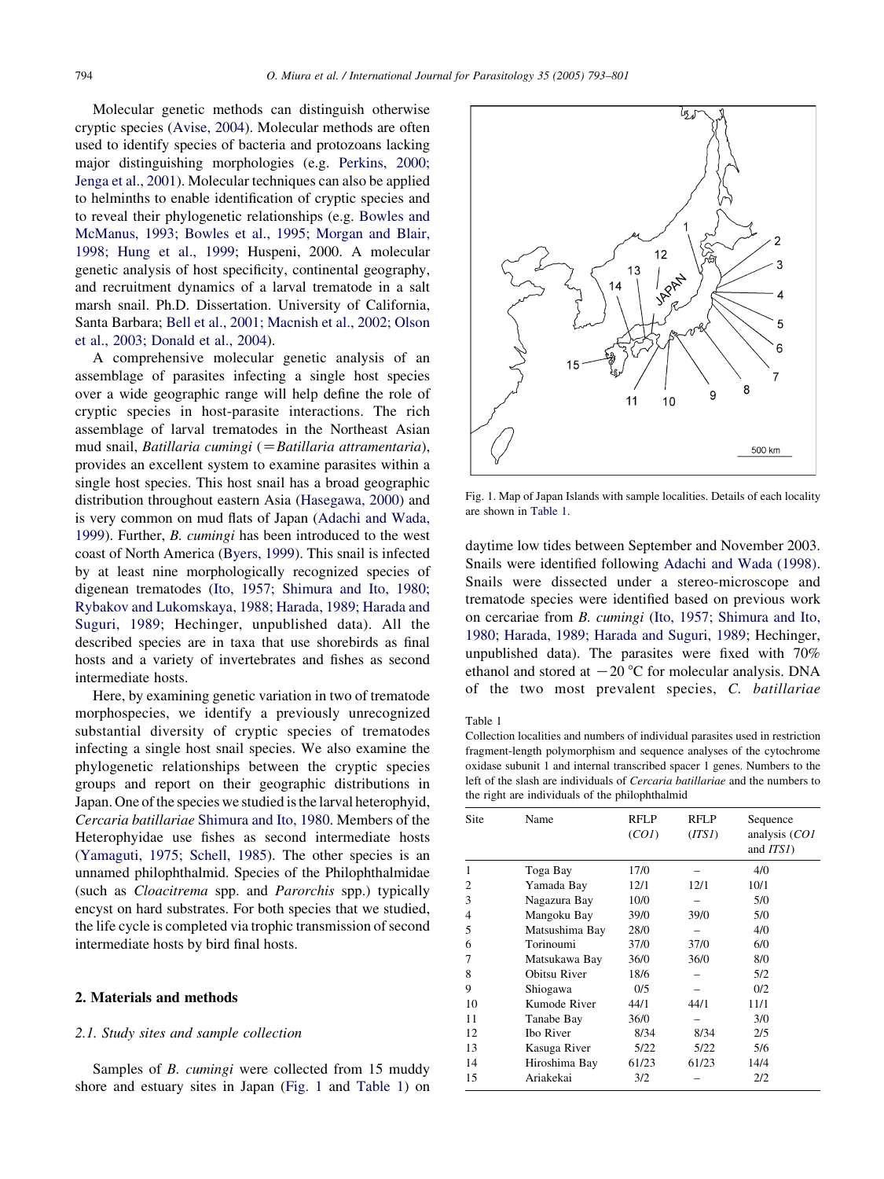Molecular genetic methods can distinguish otherwise cryptic species (Avise, 2004). Molecular methods are often used to identify species of bacteria and protozoans lacking major distinguishing morphologies (e.g. Perkins, 2000; Jenga et al., 2001). Molecular techniques can also be applied to helminths to enable identification of cryptic species and to reveal their phylogenetic relationships (e.g. Bowles and McManus, 1993; Bowles et al., 1995; Morgan and Blair, 1998; Hung et al., 1999; Huspeni, 2000. A molecular genetic analysis of host specificity, continental geography, and recruitment dynamics of a larval trematode in a salt marsh snail. Ph.D. Dissertation. University of California, Santa Barbara; Bell et al., 2001; Macnish et al., 2002; Olson et al., 2003; Donald et al., 2004).

A comprehensive molecular genetic analysis of an assemblage of parasites infecting a single host species over a wide geographic range will help define the role of cryptic species in host-parasite interactions. The rich assemblage of larval trematodes in the Northeast Asian mud snail, *Batillaria cumingi* (= *Batillaria attramentaria*), provides an excellent system to examine parasites within a single host species. This host snail has a broad geographic distribution throughout eastern Asia (Hasegawa, 2000) and is very common on mud flats of Japan (Adachi and Wada, 1999). Further, *B. cumingi* has been introduced to the west coast of North America (Byers, 1999). This snail is infected by at least nine morphologically recognized species of digenean trematodes (Ito, 1957; Shimura and Ito, 1980; Rybakov and Lukomskaya, 1988; Harada, 1989; Harada and Suguri, 1989; Hechinger, unpublished data). All the described species are in taxa that use shorebirds as final hosts and a variety of invertebrates and fishes as second intermediate hosts.

Here, by examining genetic variation in two of trematode morphospecies, we identify a previously unrecognized substantial diversity of cryptic species of trematodes infecting a single host snail species. We also examine the phylogenetic relationships between the cryptic species groups and report on their geographic distributions in Japan. One of the species we studied is the larval heterophyid, *Cercaria batillariae* Shimura and Ito, 1980. Members of the Heterophyidae use fishes as second intermediate hosts (Yamaguti, 1975; Schell, 1985). The other species is an unnamed philophthalmid. Species of the Philophthalmidae (such as *Cloacitrema* spp. and *Parorchis* spp.) typically encyst on hard substrates. For both species that we studied, the life cycle is completed via trophic transmission of second intermediate hosts by bird final hosts.

## 2. Materials and methods

### 2.1. Study sites and sample collection

Samples of *B. cumingi* were collected from 15 muddy shore and estuary sites in Japan (Fig. 1 and Table 1) on daytime low tides between September and November 2003. Snails were identified following Adachi and Wada (1998). Snails were dissected under a stereo-microscope and trematode species were identified based on previous work on cercariae from *B. cumingi* (Ito, 1957; Shimura and Ito, 1980; Harada, 1989; Harada and Suguri, 1989; Hechinger, unpublished data). The parasites were fixed with 70% ethanol and stored at −20 °C for molecular analysis. DNA of the two most prevalent species, *C. batillariae*

Fig. 1. Map of Japan Islands with sample localities. Details of each locality are shown in Table 1.

Table 1
Collection localities and numbers of individual parasites used in restriction fragment-length polymorphism and sequence analyses of the cytochrome oxidase subunit 1 and internal transcribed spacer 1 genes. Numbers to the left of the slash are individuals of *Cercaria batillariae* and the numbers to the right are individuals of the philophthalmid

| Site | Name | RFLP (*CO1*) | RFLP (*ITS1*) | Sequence analysis (*CO1* and *ITS1*) |
|---|---|---|---|---|
| 1 | Toga Bay | 17/0 | – | 4/0 |
| 2 | Yamada Bay | 12/1 | 12/1 | 10/1 |
| 3 | Nagazura Bay | 10/0 | – | 5/0 |
| 4 | Mangoku Bay | 39/0 | 39/0 | 5/0 |
| 5 | Matsushima Bay | 28/0 | – | 4/0 |
| 6 | Torinoumi | 37/0 | 37/0 | 6/0 |
| 7 | Matsukawa Bay | 36/0 | 36/0 | 8/0 |
| 8 | Obitsu River | 18/6 | – | 5/2 |
| 9 | Shiogawa | 0/5 | – | 0/2 |
| 10 | Kumode River | 44/1 | 44/1 | 11/1 |
| 11 | Tanabe Bay | 36/0 | – | 3/0 |
| 12 | Ibo River | 8/34 | 8/34 | 2/5 |
| 13 | Kasuga River | 5/22 | 5/22 | 5/6 |
| 14 | Hiroshima Bay | 61/23 | 61/23 | 14/4 |
| 15 | Ariakekai | 3/2 | – | 2/2 |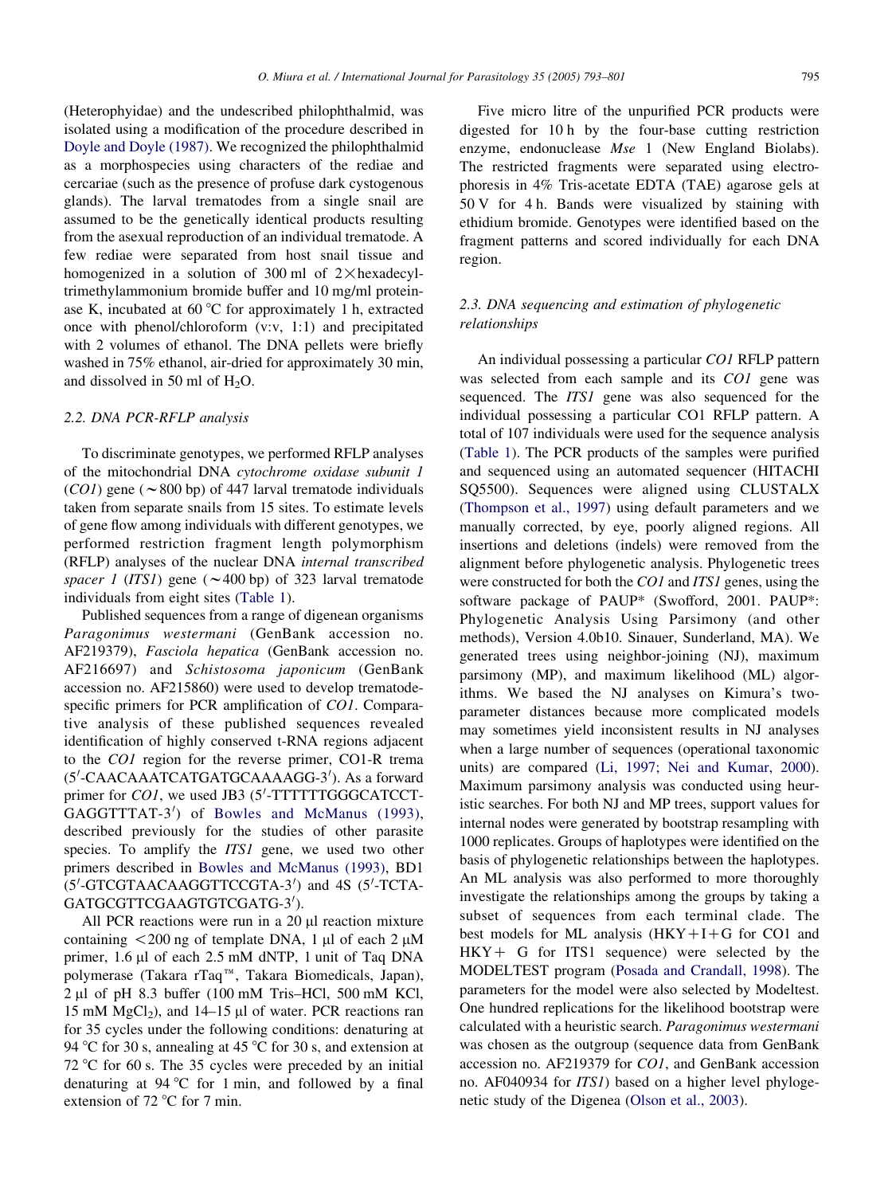(Heterophyidae) and the undescribed philophthalmid, was isolated using a modification of the procedure described in Doyle and Doyle (1987). We recognized the philophthalmid as a morphospecies using characters of the rediae and cercariae (such as the presence of profuse dark cystogenous glands). The larval trematodes from a single snail are assumed to be the genetically identical products resulting from the asexual reproduction of an individual trematode. A few rediae were separated from host snail tissue and homogenized in a solution of 300 ml of 2× hexadecyltrimethylammonium bromide buffer and 10 mg/ml proteinase K, incubated at 60 °C for approximately 1 h, extracted once with phenol/chloroform (v:v, 1:1) and precipitated with 2 volumes of ethanol. The DNA pellets were briefly washed in 75% ethanol, air-dried for approximately 30 min, and dissolved in 50 ml of $H_2O$.

### 2.2. DNA PCR-RFLP analysis

To discriminate genotypes, we performed RFLP analyses of the mitochondrial DNA *cytochrome oxidase subunit 1* (*CO1*) gene (~800 bp) of 447 larval trematode individuals taken from separate snails from 15 sites. To estimate levels of gene flow among individuals with different genotypes, we performed restriction fragment length polymorphism (RFLP) analyses of the nuclear DNA *internal transcribed spacer 1* (*ITS1*) gene (~400 bp) of 323 larval trematode individuals from eight sites (Table 1).

Published sequences from a range of digenean organisms *Paragonimus westermani* (GenBank accession no. AF219379), *Fasciola hepatica* (GenBank accession no. AF216697) and *Schistosoma japonicum* (GenBank accession no. AF215860) were used to develop trematode-specific primers for PCR amplification of *CO1*. Comparative analysis of these published sequences revealed identification of highly conserved t-RNA regions adjacent to the *CO1* region for the reverse primer, CO1-R trema (5′-CAACAAATCATGATGCAAAAGG-3′). As a forward primer for *CO1*, we used JB3 (5′-TTTTTTGGGCATCCTGAGGTTTAT-3′) of Bowles and McManus (1993), described previously for the studies of other parasite species. To amplify the *ITS1* gene, we used two other primers described in Bowles and McManus (1993), BD1 (5′-GTCGTAACAAGGTTCCGTA-3′) and 4S (5′-TCTAGATGCGTTCGAAGTGTCGATG-3′).

All PCR reactions were run in a 20 μl reaction mixture containing <200 ng of template DNA, 1 μl of each 2 μM primer, 1.6 μl of each 2.5 mM dNTP, 1 unit of Taq DNA polymerase (Takara rTaq™, Takara Biomedicals, Japan), 2 μl of pH 8.3 buffer (100 mM Tris–HCl, 500 mM KCl, 15 mM $MgCl_2$), and 14–15 μl of water. PCR reactions ran for 35 cycles under the following conditions: denaturing at 94 °C for 30 s, annealing at 45 °C for 30 s, and extension at 72 °C for 60 s. The 35 cycles were preceded by an initial denaturing at 94 °C for 1 min, and followed by a final extension of 72 °C for 7 min.

Five micro litre of the unpurified PCR products were digested for 10 h by the four-base cutting restriction enzyme, endonuclease *Mse* 1 (New England Biolabs). The restricted fragments were separated using electrophoresis in 4% Tris-acetate EDTA (TAE) agarose gels at 50 V for 4 h. Bands were visualized by staining with ethidium bromide. Genotypes were identified based on the fragment patterns and scored individually for each DNA region.

### 2.3. DNA sequencing and estimation of phylogenetic relationships

An individual possessing a particular *CO1* RFLP pattern was selected from each sample and its *CO1* gene was sequenced. The *ITS1* gene was also sequenced for the individual possessing a particular CO1 RFLP pattern. A total of 107 individuals were used for the sequence analysis (Table 1). The PCR products of the samples were purified and sequenced using an automated sequencer (HITACHI SQ5500). Sequences were aligned using CLUSTALX (Thompson et al., 1997) using default parameters and we manually corrected, by eye, poorly aligned regions. All insertions and deletions (indels) were removed from the alignment before phylogenetic analysis. Phylogenetic trees were constructed for both the *CO1* and *ITS1* genes, using the software package of PAUP* (Swofford, 2001. PAUP*: Phylogenetic Analysis Using Parsimony (and other methods), Version 4.0b10. Sinauer, Sunderland, MA). We generated trees using neighbor-joining (NJ), maximum parsimony (MP), and maximum likelihood (ML) algorithms. We based the NJ analyses on Kimura's two-parameter distances because more complicated models may sometimes yield inconsistent results in NJ analyses when a large number of sequences (operational taxonomic units) are compared (Li, 1997; Nei and Kumar, 2000). Maximum parsimony analysis was conducted using heuristic searches. For both NJ and MP trees, support values for internal nodes were generated by bootstrap resampling with 1000 replicates. Groups of haplotypes were identified on the basis of phylogenetic relationships between the haplotypes. An ML analysis was also performed to more thoroughly investigate the relationships among the groups by taking a subset of sequences from each terminal clade. The best models for ML analysis (HKY+I+G for CO1 and HKY+ G for ITS1 sequence) were selected by the MODELTEST program (Posada and Crandall, 1998). The parameters for the model were also selected by Modeltest. One hundred replications for the likelihood bootstrap were calculated with a heuristic search. *Paragonimus westermani* was chosen as the outgroup (sequence data from GenBank accession no. AF219379 for *CO1*, and GenBank accession no. AF040934 for *ITS1*) based on a higher level phylogenetic study of the Digenea (Olson et al., 2003).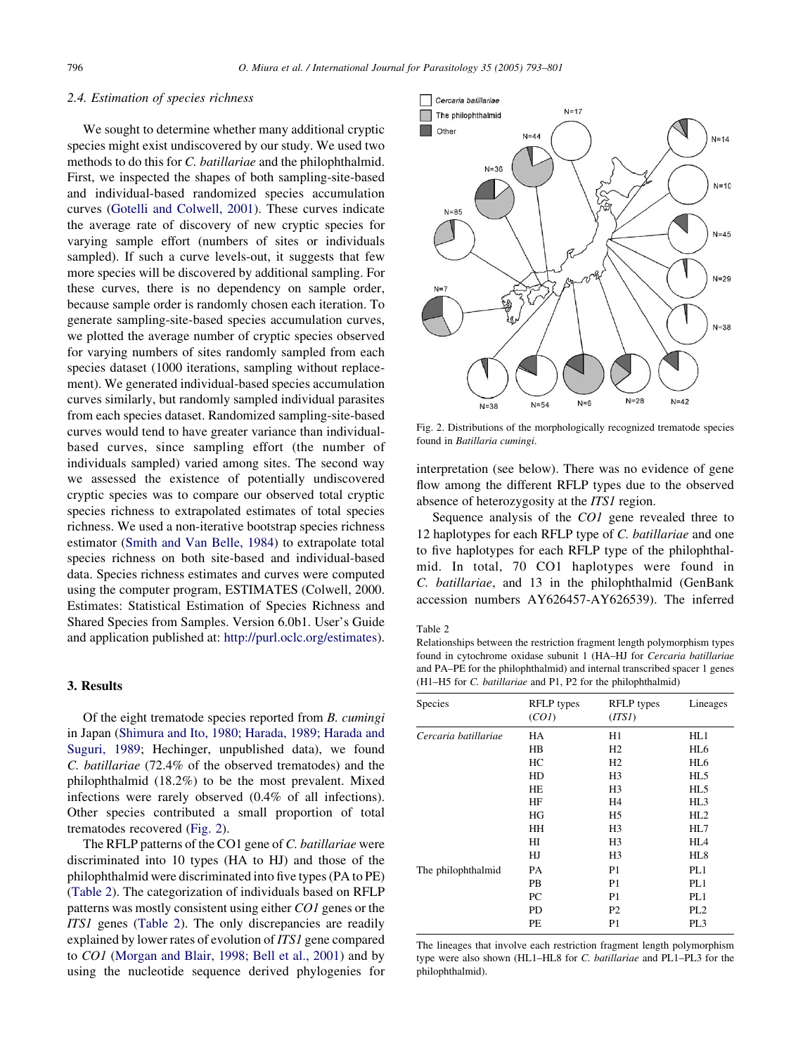### 2.4. Estimation of species richness

We sought to determine whether many additional cryptic species might exist undiscovered by our study. We used two methods to do this for *C. batillariae* and the philophthalmid. First, we inspected the shapes of both sampling-site-based and individual-based randomized species accumulation curves (Gotelli and Colwell, 2001). These curves indicate the average rate of discovery of new cryptic species for varying sample effort (numbers of sites or individuals sampled). If such a curve levels-out, it suggests that few more species will be discovered by additional sampling. For these curves, there is no dependency on sample order, because sample order is randomly chosen each iteration. To generate sampling-site-based species accumulation curves, we plotted the average number of cryptic species observed for varying numbers of sites randomly sampled from each species dataset (1000 iterations, sampling without replacement). We generated individual-based species accumulation curves similarly, but randomly sampled individual parasites from each species dataset. Randomized sampling-site-based curves would tend to have greater variance than individual-based curves, since sampling effort (the number of individuals sampled) varied among sites. The second way we assessed the existence of potentially undiscovered cryptic species was to compare our observed total cryptic species richness to extrapolated estimates of total species richness. We used a non-iterative bootstrap species richness estimator (Smith and Van Belle, 1984) to extrapolate total species richness on both site-based and individual-based data. Species richness estimates and curves were computed using the computer program, ESTIMATES (Colwell, 2000. Estimates: Statistical Estimation of Species Richness and Shared Species from Samples. Version 6.0b1. User's Guide and application published at: http://purl.oclc.org/estimates).

## 3. Results

Of the eight trematode species reported from *B. cumingi* in Japan (Shimura and Ito, 1980; Harada, 1989; Harada and Suguri, 1989; Hechinger, unpublished data), we found *C. batillariae* (72.4% of the observed trematodes) and the philophthalmid (18.2%) to be the most prevalent. Mixed infections were rarely observed (0.4% of all infections). Other species contributed a small proportion of total trematodes recovered (Fig. 2).

The RFLP patterns of the CO1 gene of *C. batillariae* were discriminated into 10 types (HA to HJ) and those of the philophthalmid were discriminated into five types (PA to PE) (Table 2). The categorization of individuals based on RFLP patterns was mostly consistent using either *CO1* genes or the *ITS1* genes (Table 2). The only discrepancies are readily explained by lower rates of evolution of *ITS1* gene compared to *CO1* (Morgan and Blair, 1998; Bell et al., 2001) and by using the nucleotide sequence derived phylogenies for interpretation (see below). There was no evidence of gene flow among the different RFLP types due to the observed absence of heterozygosity at the *ITS1* region.

Sequence analysis of the *CO1* gene revealed three to 12 haplotypes for each RFLP type of *C. batillariae* and one to five haplotypes for each RFLP type of the philophthalmid. In total, 70 CO1 haplotypes were found in *C. batillariae*, and 13 in the philophthalmid (GenBank accession numbers AY626457-AY626539). The inferred

Fig. 2. Distributions of the morphologically recognized trematode species found in *Batillaria cumingi*.

Table 2
Relationships between the restriction fragment length polymorphism types found in cytochrome oxidase subunit 1 (HA–HJ for *Cercaria batillariae* and PA–PE for the philophthalmid) and internal transcribed spacer 1 genes (H1–H5 for *C. batillariae* and P1, P2 for the philophthalmid)

| Species | RFLP types (*CO1*) | RFLP types (*ITS1*) | Lineages |
|---|---|---|---|
| *Cercaria batillariae* | HA | H1 | HL1 |
| | HB | H2 | HL6 |
| | HC | H2 | HL6 |
| | HD | H3 | HL5 |
| | HE | H3 | HL5 |
| | HF | H4 | HL3 |
| | HG | H5 | HL2 |
| | HH | H3 | HL7 |
| | HI | H3 | HL4 |
| | HJ | H3 | HL8 |
| The philophthalmid | PA | P1 | PL1 |
| | PB | P1 | PL1 |
| | PC | P1 | PL1 |
| | PD | P2 | PL2 |
| | PE | P1 | PL3 |

The lineages that involve each restriction fragment length polymorphism type were also shown (HL1–HL8 for *C. batillariae* and PL1–PL3 for the philophthalmid).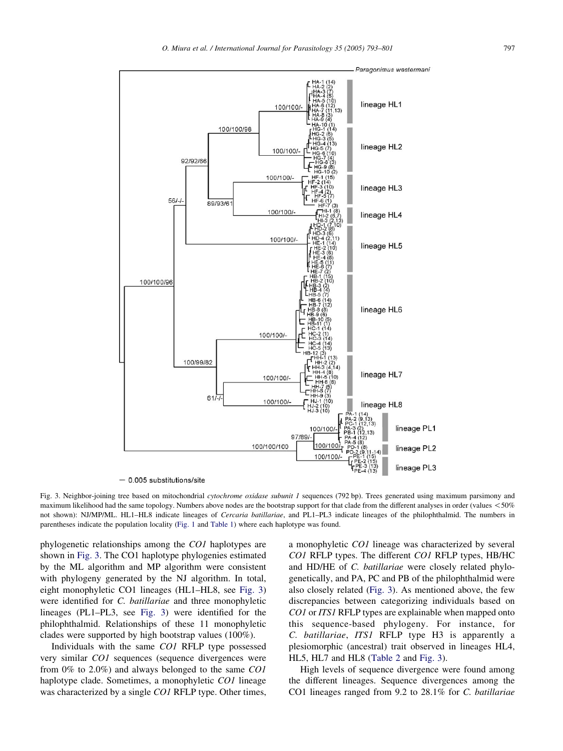Fig. 3. Neighbor-joining tree based on mitochondrial *cytochrome oxidase subunit 1* sequences (792 bp). Trees generated using maximum parsimony and maximum likelihood had the same topology. Numbers above nodes are the bootstrap support for that clade from the different analyses in order (values <50% not shown): NJ/MP/ML. HL1–HL8 indicate lineages of *Cercaria batillariae*, and PL1–PL3 indicate lineages of the philophthalmid. The numbers in parentheses indicate the population locality (Fig. 1 and Table 1) where each haplotype was found.

phylogenetic relationships among the *CO1* haplotypes are shown in Fig. 3. The CO1 haplotype phylogenies estimated by the ML algorithm and MP algorithm were consistent with phylogeny generated by the NJ algorithm. In total, eight monophyletic CO1 lineages (HL1–HL8, see Fig. 3) were identified for *C. batillariae* and three monophyletic lineages (PL1–PL3, see Fig. 3) were identified for the philophthalmid. Relationships of these 11 monophyletic clades were supported by high bootstrap values (100%).

Individuals with the same *CO1* RFLP type possessed very similar *CO1* sequences (sequence divergences were from 0% to 2.0%) and always belonged to the same *CO1* haplotype clade. Sometimes, a monophyletic *CO1* lineage was characterized by a single *CO1* RFLP type. Other times, a monophyletic *CO1* lineage was characterized by several *CO1* RFLP types. The different *CO1* RFLP types, HB/HC and HD/HE of *C. batillariae* were closely related phylogenetically, and PA, PC and PB of the philophthalmid were also closely related (Fig. 3). As mentioned above, the few discrepancies between categorizing individuals based on *CO1* or *ITS1* RFLP types are explainable when mapped onto this sequence-based phylogeny. For instance, for *C. batillariae*, *ITS1* RFLP type H3 is apparently a plesiomorphic (ancestral) trait observed in lineages HL4, HL5, HL7 and HL8 (Table 2 and Fig. 3).

High levels of sequence divergence were found among the different lineages. Sequence divergences among the CO1 lineages ranged from 9.2 to 28.1% for *C. batillariae*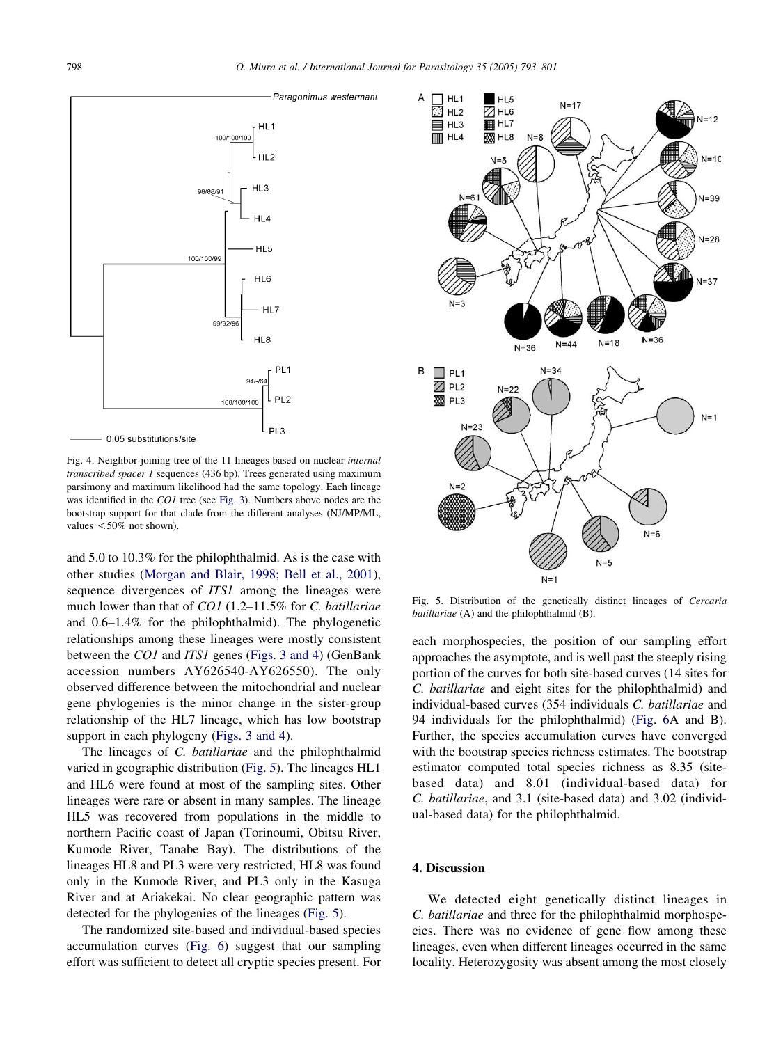Fig. 4. Neighbor-joining tree of the 11 lineages based on nuclear *internal transcribed spacer 1* sequences (436 bp). Trees generated using maximum parsimony and maximum likelihood had the same topology. Each lineage was identified in the *CO1* tree (see Fig. 3). Numbers above nodes are the bootstrap support for that clade from the different analyses (NJ/MP/ML, values <50% not shown).

and 5.0 to 10.3% for the philophthalmid. As is the case with other studies (Morgan and Blair, 1998; Bell et al., 2001), sequence divergences of *ITS1* among the lineages were much lower than that of *CO1* (1.2–11.5% for *C. batillariae* and 0.6–1.4% for the philophthalmid). The phylogenetic relationships among these lineages were mostly consistent between the *CO1* and *ITS1* genes (Figs. 3 and 4) (GenBank accession numbers AY626540-AY626550). The only observed difference between the mitochondrial and nuclear gene phylogenies is the minor change in the sister-group relationship of the HL7 lineage, which has low bootstrap support in each phylogeny (Figs. 3 and 4).

The lineages of *C. batillariae* and the philophthalmid varied in geographic distribution (Fig. 5). The lineages HL1 and HL6 were found at most of the sampling sites. Other lineages were rare or absent in many samples. The lineage HL5 was recovered from populations in the middle to northern Pacific coast of Japan (Torinoumi, Obitsu River, Kumode River, Tanabe Bay). The distributions of the lineages HL8 and PL3 were very restricted; HL8 was found only in the Kumode River, and PL3 only in the Kasuga River and at Ariakekai. No clear geographic pattern was detected for the phylogenies of the lineages (Fig. 5).

The randomized site-based and individual-based species accumulation curves (Fig. 6) suggest that our sampling effort was sufficient to detect all cryptic species present. For each morphospecies, the position of our sampling effort approaches the asymptote, and is well past the steeply rising portion of the curves for both site-based curves (14 sites for *C. batillariae* and eight sites for the philophthalmid) and individual-based curves (354 individuals *C. batillariae* and 94 individuals for the philophthalmid) (Fig. 6A and B). Further, the species accumulation curves have converged with the bootstrap species richness estimates. The bootstrap estimator computed total species richness as 8.35 (site-based data) and 8.01 (individual-based data) for *C. batillariae*, and 3.1 (site-based data) and 3.02 (individual-based data) for the philophthalmid.

Fig. 5. Distribution of the genetically distinct lineages of *Cercaria batillariae* (A) and the philophthalmid (B).

## 4. Discussion

We detected eight genetically distinct lineages in *C. batillariae* and three for the philophthalmid morphospecies. There was no evidence of gene flow among these lineages, even when different lineages occurred in the same locality. Heterozygosity was absent among the most closely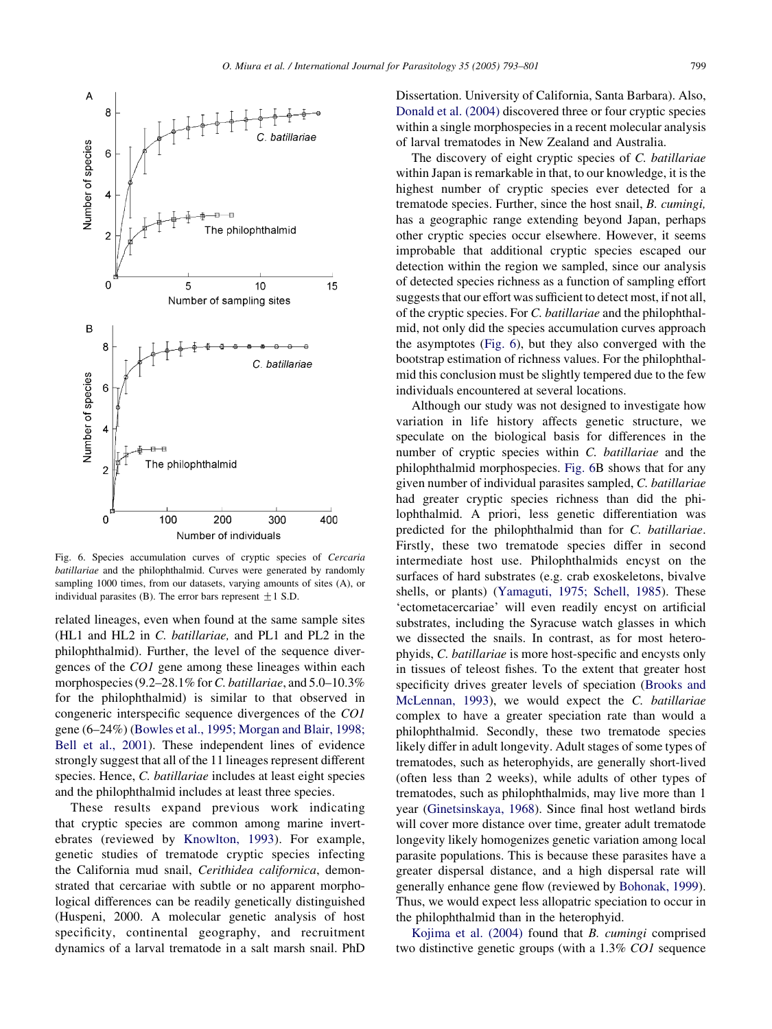Fig. 6. Species accumulation curves of cryptic species of *Cercaria batillariae* and the philophthalmid. Curves were generated by randomly sampling 1000 times, from our datasets, varying amounts of sites (A), or individual parasites (B). The error bars represent ±1 S.D.

related lineages, even when found at the same sample sites (HL1 and HL2 in *C. batillariae,* and PL1 and PL2 in the philophthalmid). Further, the level of the sequence divergences of the *CO1* gene among these lineages within each morphospecies (9.2–28.1% for *C. batillariae*, and 5.0–10.3% for the philophthalmid) is similar to that observed in congeneric interspecific sequence divergences of the *CO1* gene (6–24%) (Bowles et al., 1995; Morgan and Blair, 1998; Bell et al., 2001). These independent lines of evidence strongly suggest that all of the 11 lineages represent different species. Hence, *C. batillariae* includes at least eight species and the philophthalmid includes at least three species.

These results expand previous work indicating that cryptic species are common among marine invertebrates (reviewed by Knowlton, 1993). For example, genetic studies of trematode cryptic species infecting the California mud snail, *Cerithidea californica*, demonstrated that cercariae with subtle or no apparent morphological differences can be readily genetically distinguished (Huspeni, 2000. A molecular genetic analysis of host specificity, continental geography, and recruitment dynamics of a larval trematode in a salt marsh snail. PhD Dissertation. University of California, Santa Barbara). Also, Donald et al. (2004) discovered three or four cryptic species within a single morphospecies in a recent molecular analysis of larval trematodes in New Zealand and Australia.

The discovery of eight cryptic species of *C. batillariae* within Japan is remarkable in that, to our knowledge, it is the highest number of cryptic species ever detected for a trematode species. Further, since the host snail, *B. cumingi,* has a geographic range extending beyond Japan, perhaps other cryptic species occur elsewhere. However, it seems improbable that additional cryptic species escaped our detection within the region we sampled, since our analysis of detected species richness as a function of sampling effort suggests that our effort was sufficient to detect most, if not all, of the cryptic species. For *C. batillariae* and the philophthalmid, not only did the species accumulation curves approach the asymptotes (Fig. 6), but they also converged with the bootstrap estimation of richness values. For the philophthalmid this conclusion must be slightly tempered due to the few individuals encountered at several locations.

Although our study was not designed to investigate how variation in life history affects genetic structure, we speculate on the biological basis for differences in the number of cryptic species within *C. batillariae* and the philophthalmid morphospecies. Fig. 6B shows that for any given number of individual parasites sampled, *C. batillariae* had greater cryptic species richness than did the philophthalmid. A priori, less genetic differentiation was predicted for the philophthalmid than for *C. batillariae*. Firstly, these two trematode species differ in second intermediate host use. Philophthalmids encyst on the surfaces of hard substrates (e.g. crab exoskeletons, bivalve shells, or plants) (Yamaguti, 1975; Schell, 1985). These 'ectometacercariae' will even readily encyst on artificial substrates, including the Syracuse watch glasses in which we dissected the snails. In contrast, as for most heterophyids, *C. batillariae* is more host-specific and encysts only in tissues of teleost fishes. To the extent that greater host specificity drives greater levels of speciation (Brooks and McLennan, 1993), we would expect the *C. batillariae* complex to have a greater speciation rate than would a philophthalmid. Secondly, these two trematode species likely differ in adult longevity. Adult stages of some types of trematodes, such as heterophyids, are generally short-lived (often less than 2 weeks), while adults of other types of trematodes, such as philophthalmids, may live more than 1 year (Ginetsinskaya, 1968). Since final host wetland birds will cover more distance over time, greater adult trematode longevity likely homogenizes genetic variation among local parasite populations. This is because these parasites have a greater dispersal distance, and a high dispersal rate will generally enhance gene flow (reviewed by Bohonak, 1999). Thus, we would expect less allopatric speciation to occur in the philophthalmid than in the heterophyid.

Kojima et al. (2004) found that *B. cumingi* comprised two distinctive genetic groups (with a 1.3% *CO1* sequence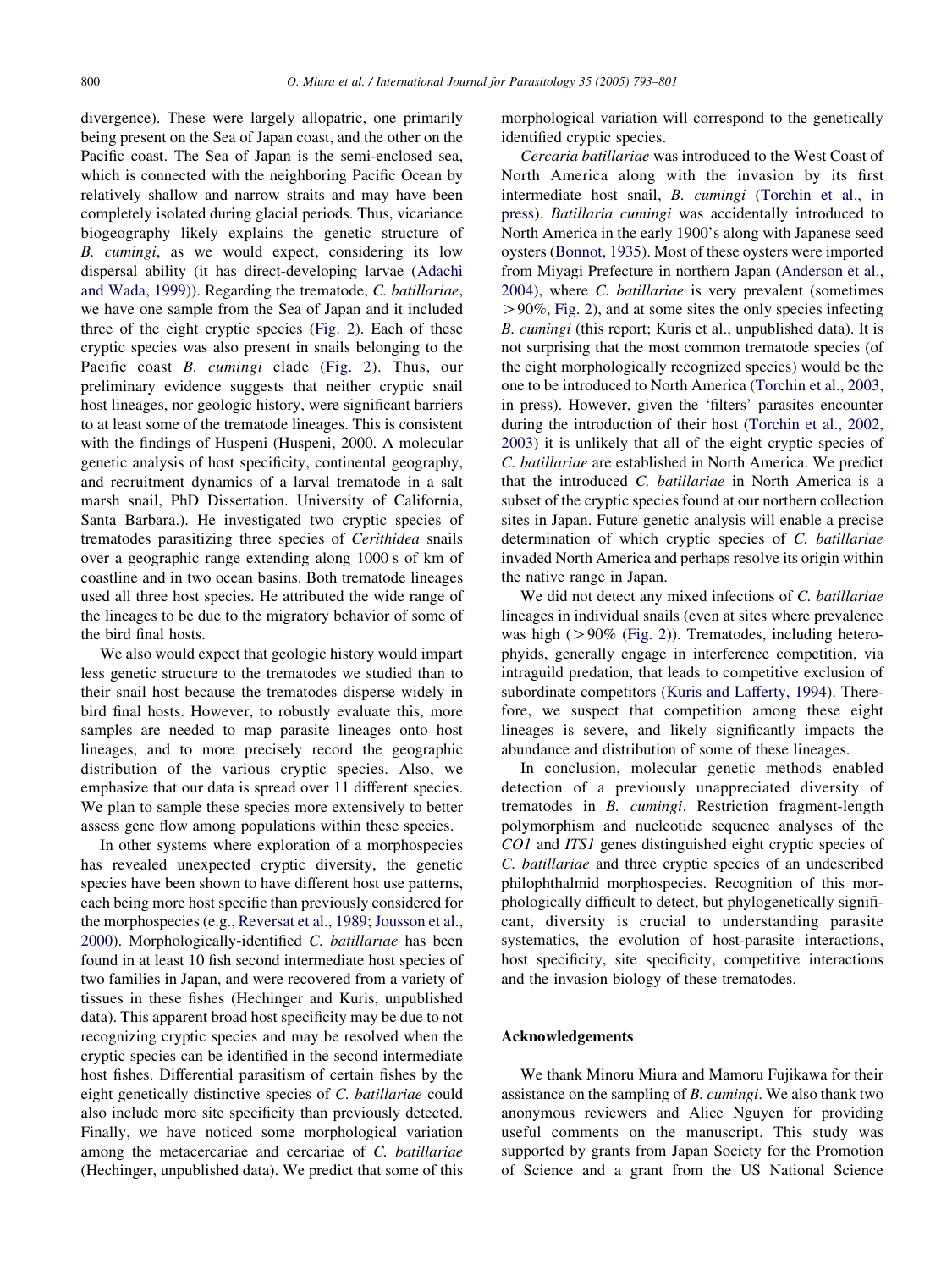divergence). These were largely allopatric, one primarily being present on the Sea of Japan coast, and the other on the Pacific coast. The Sea of Japan is the semi-enclosed sea, which is connected with the neighboring Pacific Ocean by relatively shallow and narrow straits and may have been completely isolated during glacial periods. Thus, vicariance biogeography likely explains the genetic structure of *B. cumingi*, as we would expect, considering its low dispersal ability (it has direct-developing larvae (Adachi and Wada, 1999)). Regarding the trematode, *C. batillariae*, we have one sample from the Sea of Japan and it included three of the eight cryptic species (Fig. 2). Each of these cryptic species was also present in snails belonging to the Pacific coast *B. cumingi* clade (Fig. 2). Thus, our preliminary evidence suggests that neither cryptic snail host lineages, nor geologic history, were significant barriers to at least some of the trematode lineages. This is consistent with the findings of Huspeni (Huspeni, 2000. A molecular genetic analysis of host specificity, continental geography, and recruitment dynamics of a larval trematode in a salt marsh snail, PhD Dissertation. University of California, Santa Barbara.). He investigated two cryptic species of trematodes parasitizing three species of *Cerithidea* snails over a geographic range extending along 1000 s of km of coastline and in two ocean basins. Both trematode lineages used all three host species. He attributed the wide range of the lineages to be due to the migratory behavior of some of the bird final hosts.

We also would expect that geologic history would impart less genetic structure to the trematodes we studied than to their snail host because the trematodes disperse widely in bird final hosts. However, to robustly evaluate this, more samples are needed to map parasite lineages onto host lineages, and to more precisely record the geographic distribution of the various cryptic species. Also, we emphasize that our data is spread over 11 different species. We plan to sample these species more extensively to better assess gene flow among populations within these species.

In other systems where exploration of a morphospecies has revealed unexpected cryptic diversity, the genetic species have been shown to have different host use patterns, each being more host specific than previously considered for the morphospecies (e.g., Reversat et al., 1989; Jousson et al., 2000). Morphologically-identified *C. batillariae* has been found in at least 10 fish second intermediate host species of two families in Japan, and were recovered from a variety of tissues in these fishes (Hechinger and Kuris, unpublished data). This apparent broad host specificity may be due to not recognizing cryptic species and may be resolved when the cryptic species can be identified in the second intermediate host fishes. Differential parasitism of certain fishes by the eight genetically distinctive species of *C. batillariae* could also include more site specificity than previously detected. Finally, we have noticed some morphological variation among the metacercariae and cercariae of *C. batillariae* (Hechinger, unpublished data). We predict that some of this morphological variation will correspond to the genetically identified cryptic species.

*Cercaria batillariae* was introduced to the West Coast of North America along with the invasion by its first intermediate host snail, *B. cumingi* (Torchin et al., in press). *Batillaria cumingi* was accidentally introduced to North America in the early 1900's along with Japanese seed oysters (Bonnot, 1935). Most of these oysters were imported from Miyagi Prefecture in northern Japan (Anderson et al., 2004), where *C. batillariae* is very prevalent (sometimes $>90\%$, Fig. 2), and at some sites the only species infecting *B. cumingi* (this report; Kuris et al., unpublished data). It is not surprising that the most common trematode species (of the eight morphologically recognized species) would be the one to be introduced to North America (Torchin et al., 2003, in press). However, given the 'filters' parasites encounter during the introduction of their host (Torchin et al., 2002, 2003) it is unlikely that all of the eight cryptic species of *C. batillariae* are established in North America. We predict that the introduced *C. batillariae* in North America is a subset of the cryptic species found at our northern collection sites in Japan. Future genetic analysis will enable a precise determination of which cryptic species of *C. batillariae* invaded North America and perhaps resolve its origin within the native range in Japan.

We did not detect any mixed infections of *C. batillariae* lineages in individual snails (even at sites where prevalence was high ($>90\%$ (Fig. 2)). Trematodes, including heterophyids, generally engage in interference competition, via intraguild predation, that leads to competitive exclusion of subordinate competitors (Kuris and Lafferty, 1994). Therefore, we suspect that competition among these eight lineages is severe, and likely significantly impacts the abundance and distribution of some of these lineages.

In conclusion, molecular genetic methods enabled detection of a previously unappreciated diversity of trematodes in *B. cumingi*. Restriction fragment-length polymorphism and nucleotide sequence analyses of the *CO1* and *ITS1* genes distinguished eight cryptic species of *C. batillariae* and three cryptic species of an undescribed philophthalmid morphospecies. Recognition of this morphologically difficult to detect, but phylogenetically significant, diversity is crucial to understanding parasite systematics, the evolution of host-parasite interactions, host specificity, site specificity, competitive interactions and the invasion biology of these trematodes.

## Acknowledgements

We thank Minoru Miura and Mamoru Fujikawa for their assistance on the sampling of *B. cumingi*. We also thank two anonymous reviewers and Alice Nguyen for providing useful comments on the manuscript. This study was supported by grants from Japan Society for the Promotion of Science and a grant from the US National Science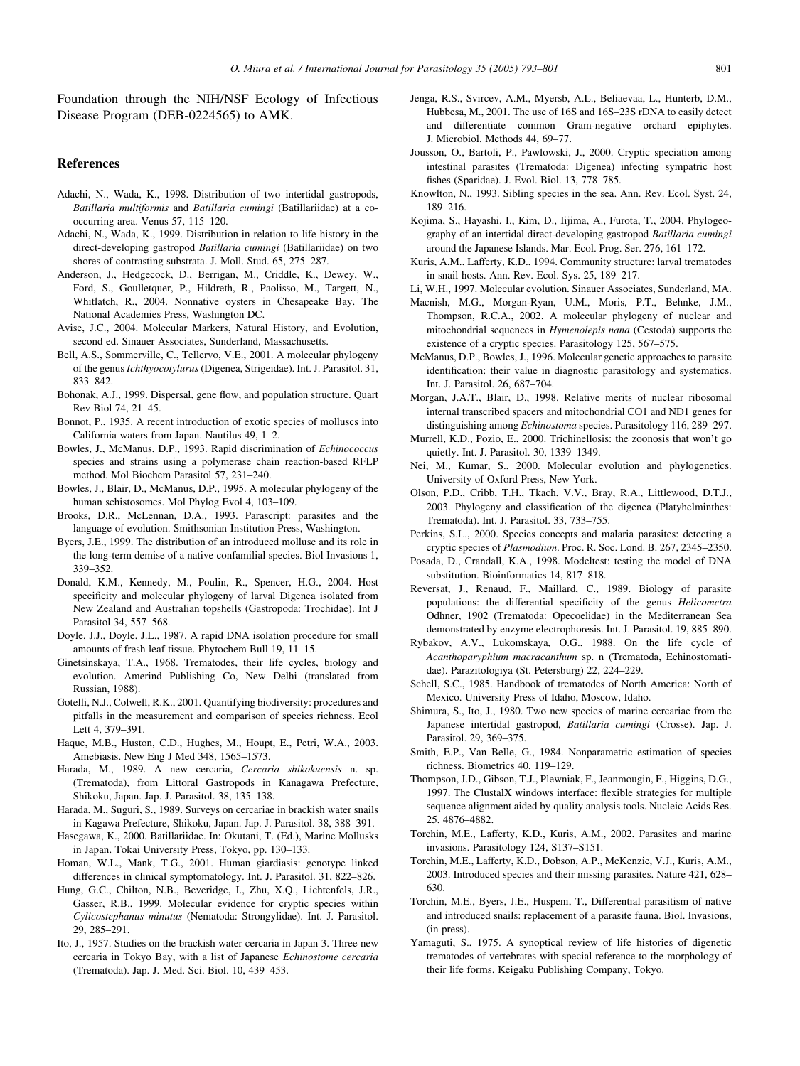Foundation through the NIH/NSF Ecology of Infectious Disease Program (DEB-0224565) to AMK.

## References

Adachi, N., Wada, K., 1998. Distribution of two intertidal gastropods, *Batillaria multiformis* and *Batillaria cumingi* (Batillariidae) at a co-occurring area. Venus 57, 115–120.

Adachi, N., Wada, K., 1999. Distribution in relation to life history in the direct-developing gastropod *Batillaria cumingi* (Batillariidae) on two shores of contrasting substrata. J. Moll. Stud. 65, 275–287.

Anderson, J., Hedgecock, D., Berrigan, M., Criddle, K., Dewey, W., Ford, S., Goulletquer, P., Hildreth, R., Paolisso, M., Targett, N., Whitlatch, R., 2004. Nonnative oysters in Chesapeake Bay. The National Academies Press, Washington DC.

Avise, J.C., 2004. Molecular Markers, Natural History, and Evolution, second ed. Sinauer Associates, Sunderland, Massachusetts.

Bell, A.S., Sommerville, C., Tellervo, V.E., 2001. A molecular phylogeny of the genus *Ichthyocotylurus* (Digenea, Strigeidae). Int. J. Parasitol. 31, 833–842.

Bohonak, A.J., 1999. Dispersal, gene flow, and population structure. Quart Rev Biol 74, 21–45.

Bonnot, P., 1935. A recent introduction of exotic species of molluscs into California waters from Japan. Nautilus 49, 1–2.

Bowles, J., McManus, D.P., 1993. Rapid discrimination of *Echinococcus* species and strains using a polymerase chain reaction-based RFLP method. Mol Biochem Parasitol 57, 231–240.

Bowles, J., Blair, D., McManus, D.P., 1995. A molecular phylogeny of the human schistosomes. Mol Phylog Evol 4, 103–109.

Brooks, D.R., McLennan, D.A., 1993. Parascript: parasites and the language of evolution. Smithsonian Institution Press, Washington.

Byers, J.E., 1999. The distribution of an introduced mollusc and its role in the long-term demise of a native confamilial species. Biol Invasions 1, 339–352.

Donald, K.M., Kennedy, M., Poulin, R., Spencer, H.G., 2004. Host specificity and molecular phylogeny of larval Digenea isolated from New Zealand and Australian topshells (Gastropoda: Trochidae). Int J Parasitol 34, 557–568.

Doyle, J.J., Doyle, J.L., 1987. A rapid DNA isolation procedure for small amounts of fresh leaf tissue. Phytochem Bull 19, 11–15.

Ginetsinskaya, T.A., 1968. Trematodes, their life cycles, biology and evolution. Amerind Publishing Co, New Delhi (translated from Russian, 1988).

Gotelli, N.J., Colwell, R.K., 2001. Quantifying biodiversity: procedures and pitfalls in the measurement and comparison of species richness. Ecol Lett 4, 379–391.

Haque, M.B., Huston, C.D., Hughes, M., Houpt, E., Petri, W.A., 2003. Amebiasis. New Eng J Med 348, 1565–1573.

Harada, M., 1989. A new cercaria, *Cercaria shikokuensis* n. sp. (Trematoda), from Littoral Gastropods in Kanagawa Prefecture, Shikoku, Japan. Jap. J. Parasitol. 38, 135–138.

Harada, M., Suguri, S., 1989. Surveys on cercariae in brackish water snails in Kagawa Prefecture, Shikoku, Japan. Jap. J. Parasitol. 38, 388–391.

Hasegawa, K., 2000. Batillariidae. In: Okutani, T. (Ed.), Marine Mollusks in Japan. Tokai University Press, Tokyo, pp. 130–133.

Homan, W.L., Mank, T.G., 2001. Human giardiasis: genotype linked differences in clinical symptomatology. Int. J. Parasitol. 31, 822–826.

Hung, G.C., Chilton, N.B., Beveridge, I., Zhu, X.Q., Lichtenfels, J.R., Gasser, R.B., 1999. Molecular evidence for cryptic species within *Cylicostephanus minutus* (Nematoda: Strongylidae). Int. J. Parasitol. 29, 285–291.

Ito, J., 1957. Studies on the brackish water cercaria in Japan 3. Three new cercaria in Tokyo Bay, with a list of Japanese *Echinostome cercaria* (Trematoda). Jap. J. Med. Sci. Biol. 10, 439–453.

Jenga, R.S., Svircev, A.M., Myersb, A.L., Beliaevaa, L., Hunterb, D.M., Hubbesa, M., 2001. The use of 16S and 16S–23S rDNA to easily detect and differentiate common Gram-negative orchard epiphytes. J. Microbiol. Methods 44, 69–77.

Jousson, O., Bartoli, P., Pawlowski, J., 2000. Cryptic speciation among intestinal parasites (Trematoda: Digenea) infecting sympatric host fishes (Sparidae). J. Evol. Biol. 13, 778–785.

Knowlton, N., 1993. Sibling species in the sea. Ann. Rev. Ecol. Syst. 24, 189–216.

Kojima, S., Hayashi, I., Kim, D., Iijima, A., Furota, T., 2004. Phylogeography of an intertidal direct-developing gastropod *Batillaria cumingi* around the Japanese Islands. Mar. Ecol. Prog. Ser. 276, 161–172.

Kuris, A.M., Lafferty, K.D., 1994. Community structure: larval trematodes in snail hosts. Ann. Rev. Ecol. Sys. 25, 189–217.

Li, W.H., 1997. Molecular evolution. Sinauer Associates, Sunderland, MA.

Macnish, M.G., Morgan-Ryan, U.M., Moris, P.T., Behnke, J.M., Thompson, R.C.A., 2002. A molecular phylogeny of nuclear and mitochondrial sequences in *Hymenolepis nana* (Cestoda) supports the existence of a cryptic species. Parasitology 125, 567–575.

McManus, D.P., Bowles, J., 1996. Molecular genetic approaches to parasite identification: their value in diagnostic parasitology and systematics. Int. J. Parasitol. 26, 687–704.

Morgan, J.A.T., Blair, D., 1998. Relative merits of nuclear ribosomal internal transcribed spacers and mitochondrial CO1 and ND1 genes for distinguishing among *Echinostoma* species. Parasitology 116, 289–297.

Murrell, K.D., Pozio, E., 2000. Trichinellosis: the zoonosis that won't go quietly. Int. J. Parasitol. 30, 1339–1349.

Nei, M., Kumar, S., 2000. Molecular evolution and phylogenetics. University of Oxford Press, New York.

Olson, P.D., Cribb, T.H., Tkach, V.V., Bray, R.A., Littlewood, D.T.J., 2003. Phylogeny and classification of the digenea (Platyhelminthes: Trematoda). Int. J. Parasitol. 33, 733–755.

Perkins, S.L., 2000. Species concepts and malaria parasites: detecting a cryptic species of *Plasmodium*. Proc. R. Soc. Lond. B. 267, 2345–2350.

Posada, D., Crandall, K.A., 1998. Modeltest: testing the model of DNA substitution. Bioinformatics 14, 817–818.

Reversat, J., Renaud, F., Maillard, C., 1989. Biology of parasite populations: the differential specificity of the genus *Helicometra* Odhner, 1902 (Trematoda: Opecoelidae) in the Mediterranean Sea demonstrated by enzyme electrophoresis. Int. J. Parasitol. 19, 885–890.

Rybakov, A.V., Lukomskaya, O.G., 1988. On the life cycle of *Acanthoparyphium macracanthum* sp. n (Trematoda, Echinostomatidae). Parazitologiya (St. Petersburg) 22, 224–229.

Schell, S.C., 1985. Handbook of trematodes of North America: North of Mexico. University Press of Idaho, Moscow, Idaho.

Shimura, S., Ito, J., 1980. Two new species of marine cercariae from the Japanese intertidal gastropod, *Batillaria cumingi* (Crosse). Jap. J. Parasitol. 29, 369–375.

Smith, E.P., Van Belle, G., 1984. Nonparametric estimation of species richness. Biometrics 40, 119–129.

Thompson, J.D., Gibson, T.J., Plewniak, F., Jeanmougin, F., Higgins, D.G., 1997. The ClustalX windows interface: flexible strategies for multiple sequence alignment aided by quality analysis tools. Nucleic Acids Res. 25, 4876–4882.

Torchin, M.E., Lafferty, K.D., Kuris, A.M., 2002. Parasites and marine invasions. Parasitology 124, S137–S151.

Torchin, M.E., Lafferty, K.D., Dobson, A.P., McKenzie, V.J., Kuris, A.M., 2003. Introduced species and their missing parasites. Nature 421, 628–630.

Torchin, M.E., Byers, J.E., Huspeni, T., Differential parasitism of native and introduced snails: replacement of a parasite fauna. Biol. Invasions, (in press).

Yamaguti, S., 1975. A synoptical review of life histories of digenetic trematodes of vertebrates with special reference to the morphology of their life forms. Keigaku Publishing Company, Tokyo.